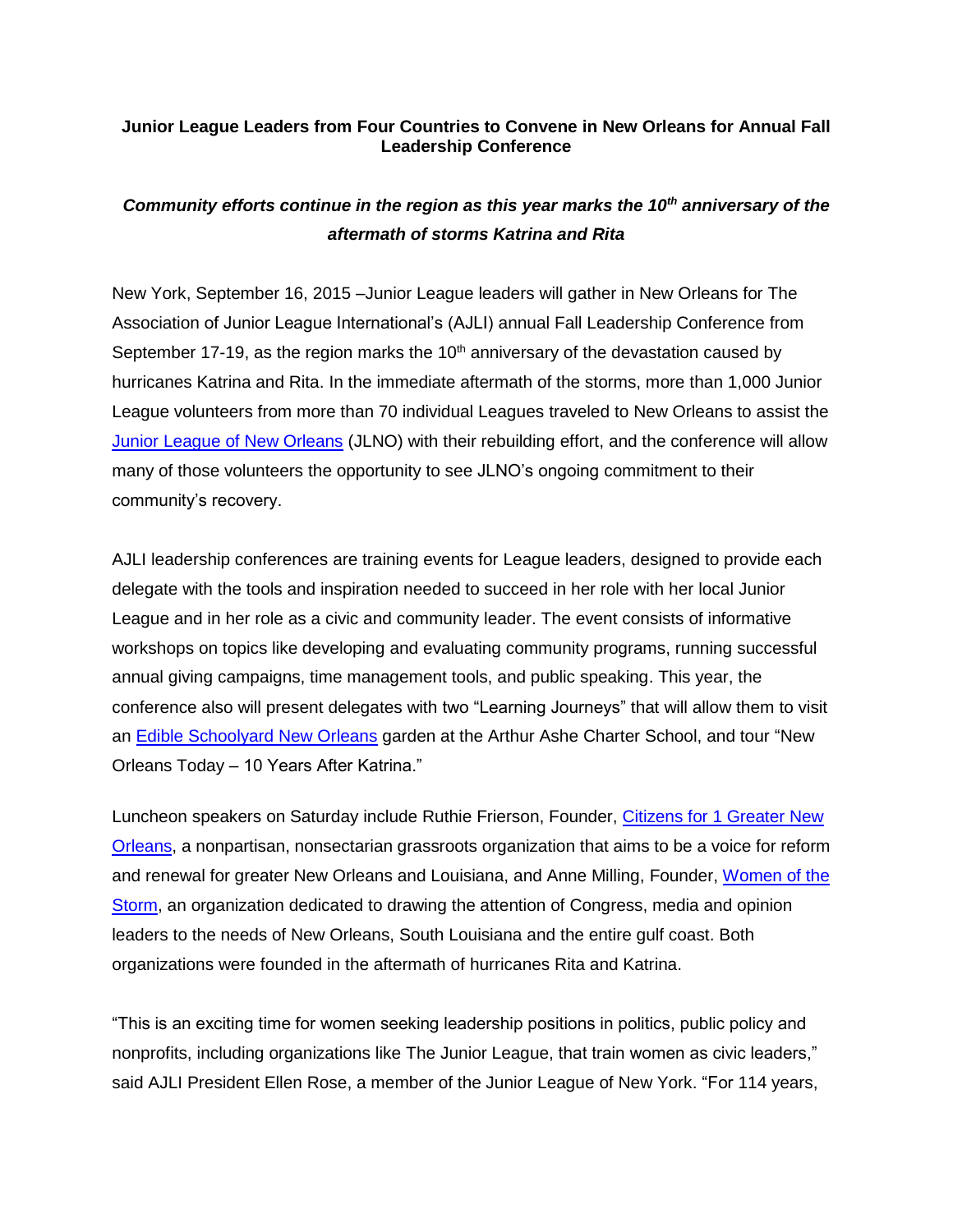**Junior League Leaders from Four Countries to Convene in New Orleans for Annual Fall Leadership Conference**

***Community efforts continue in the region as this year marks the 10th anniversary of the aftermath of storms Katrina and Rita***

New York, September 16, 2015 –Junior League leaders will gather in New Orleans for The Association of Junior League International's (AJLI) annual Fall Leadership Conference from September 17-19, as the region marks the 10th anniversary of the devastation caused by hurricanes Katrina and Rita. In the immediate aftermath of the storms, more than 1,000 Junior League volunteers from more than 70 individual Leagues traveled to New Orleans to assist the Junior League of New Orleans (JLNO) with their rebuilding effort, and the conference will allow many of those volunteers the opportunity to see JLNO's ongoing commitment to their community's recovery.

AJLI leadership conferences are training events for League leaders, designed to provide each delegate with the tools and inspiration needed to succeed in her role with her local Junior League and in her role as a civic and community leader. The event consists of informative workshops on topics like developing and evaluating community programs, running successful annual giving campaigns, time management tools, and public speaking. This year, the conference also will present delegates with two "Learning Journeys" that will allow them to visit an Edible Schoolyard New Orleans garden at the Arthur Ashe Charter School, and tour "New Orleans Today – 10 Years After Katrina."

Luncheon speakers on Saturday include Ruthie Frierson, Founder, Citizens for 1 Greater New Orleans, a nonpartisan, nonsectarian grassroots organization that aims to be a voice for reform and renewal for greater New Orleans and Louisiana, and Anne Milling, Founder, Women of the Storm, an organization dedicated to drawing the attention of Congress, media and opinion leaders to the needs of New Orleans, South Louisiana and the entire gulf coast. Both organizations were founded in the aftermath of hurricanes Rita and Katrina.

"This is an exciting time for women seeking leadership positions in politics, public policy and nonprofits, including organizations like The Junior League, that train women as civic leaders," said AJLI President Ellen Rose, a member of the Junior League of New York. "For 114 years,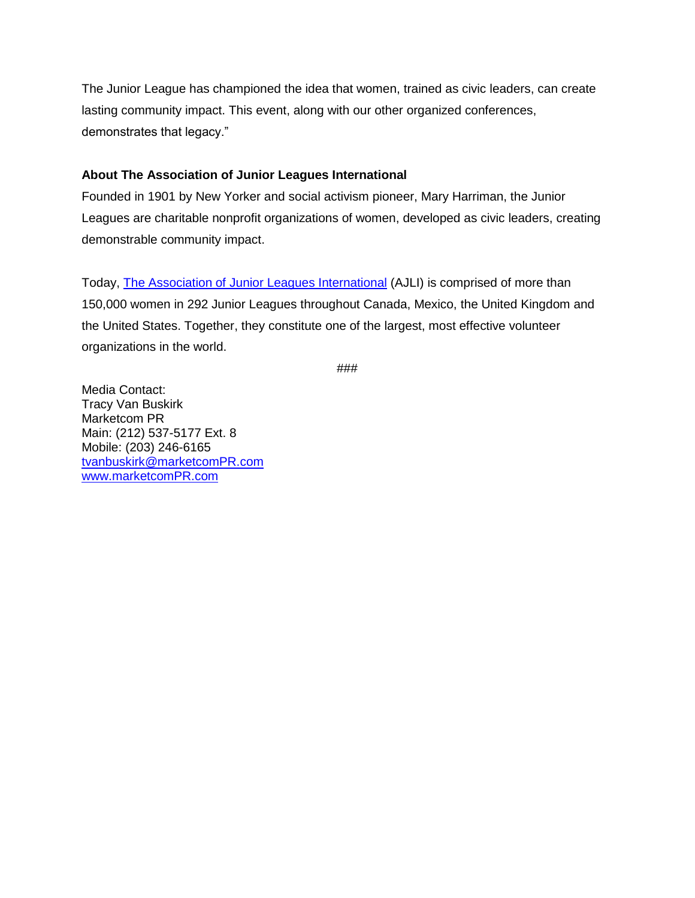The Junior League has championed the idea that women, trained as civic leaders, can create lasting community impact. This event, along with our other organized conferences, demonstrates that legacy."

**About The Association of Junior Leagues International**

Founded in 1901 by New Yorker and social activism pioneer, Mary Harriman, the Junior Leagues are charitable nonprofit organizations of women, developed as civic leaders, creating demonstrable community impact.

Today, The Association of Junior Leagues International (AJLI) is comprised of more than 150,000 women in 292 Junior Leagues throughout Canada, Mexico, the United Kingdom and the United States. Together, they constitute one of the largest, most effective volunteer organizations in the world.

###

Media Contact:
Tracy Van Buskirk
Marketcom PR
Main: (212) 537-5177 Ext. 8
Mobile: (203) 246-6165
tvanbuskirk@marketcomPR.com
www.marketcomPR.com